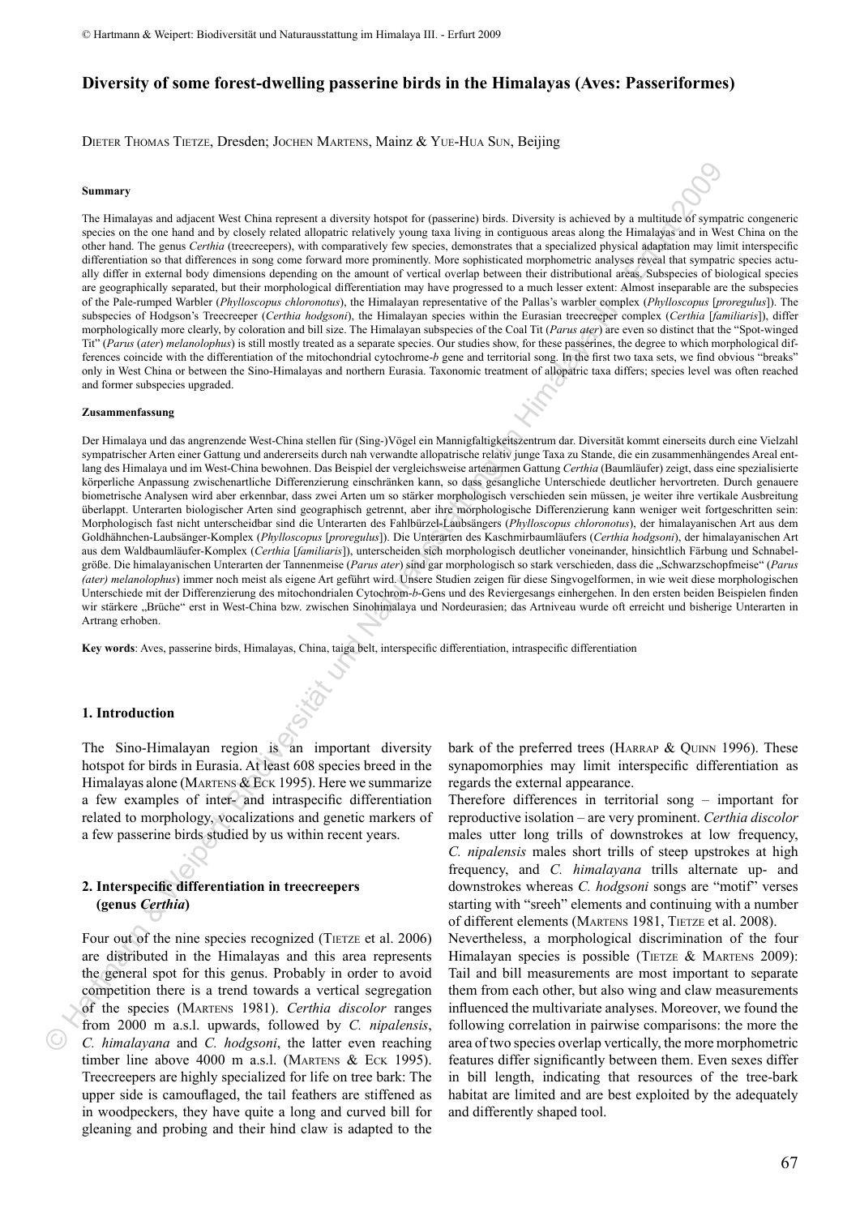# Diversity of some forest-dwelling passerine birds in the Himalayas (Aves: Passeriformes)

Dieter Thomas Tietze, Dresden; Jochen Martens, Mainz & Yue-Hua Sun, Beijing

#### Summary

The Himalayas and adjacent West China represent a diversity hotspot for (passerine) birds. Diversity is achieved by a multitude of sympatric congeneric species on the one hand and by closely related allopatric relatively young taxa living in contiguous areas along the Himalayas and in West China on the other hand. The genus *Certhia* (treecreepers), with comparatively few species, demonstrates that a specialized physical adaptation may limit interspecific differentiation so that differences in song come forward more prominently. More sophisticated morphometric analyses reveal that sympatric species actually differ in external body dimensions depending on the amount of vertical overlap between their distributional areas. Subspecies of biological species are geographically separated, but their morphological differentiation may have progressed to a much lesser extent: Almost inseparable are the subspecies of the Pale-rumped Warbler (*Phylloscopus chloronotus*), the Himalayan representative of the Pallas's warbler complex (*Phylloscopus* [*proregulus*]). The subspecies of Hodgson's Treecreeper (*Certhia hodgsoni*), the Himalayan species within the Eurasian treecreeper complex (*Certhia* [*familiaris*]), differ morphologically more clearly, by coloration and bill size. The Himalayan subspecies of the Coal Tit (*Parus ater*) are even so distinct that the "Spot-winged Tit" (*Parus* (*ater*) *melanolophus*) is still mostly treated as a separate species. Our studies show, for these passerines, the degree to which morphological differences coincide with the differentiation of the mitochondrial cytochrome-*b* gene and territorial song. In the first two taxa sets, we find obvious "breaks" only in West China or between the Sino-Himalayas and northern Eurasia. Taxonomic treatment of allopatric taxa differs; species level was often reached and former subspecies upgraded.

#### Zusammenfassung

Der Himalaya und das angrenzende West-China stellen für (Sing-)Vögel ein Mannigfaltigkeitszentrum dar. Diversität kommt einerseits durch eine Vielzahl sympatrischer Arten einer Gattung und andererseits durch nah verwandte allopatrische relativ junge Taxa zu Stande, die ein zusammenhängendes Areal entlang des Himalaya und im West-China bewohnen. Das Beispiel der vergleichsweise artenarmen Gattung *Certhia* (Baumläufer) zeigt, dass eine spezialisierte körperliche Anpassung zwischenartliche Differenzierung einschränken kann, so dass gesangliche Unterschiede deutlicher hervortreten. Durch genauere biometrische Analysen wird aber erkennbar, dass zwei Arten um so stärker morphologisch verschieden sein müssen, je weiter ihre vertikale Ausbreitung überlappt. Unterarten biologischer Arten sind geographisch getrennt, aber ihre morphologische Differenzierung kann weniger weit fortgeschritten sein: Morphologisch fast nicht unterscheidbar sind die Unterarten des Fahlbürzel-Laubsängers (*Phylloscopus chloronotus*), der himalayanischen Art aus dem Goldhähnchen-Laubsänger-Komplex (*Phylloscopus* [*proregulus*]). Die Unterarten des Kaschmirbaumläufers (*Certhia hodgsoni*), der himalayanischen Art aus dem Waldbaumläufer-Komplex (*Certhia* [*familiaris*]), unterscheiden sich morphologisch deutlicher voneinander, hinsichtlich Färbung und Schnabelgröße. Die himalayanischen Unterarten der Tannenmeise (*Parus ater*) sind gar morphologisch so stark verschieden, dass die „Schwarzschopfmeise" (*Parus (ater) melanolophus*) immer noch meist als eigene Art geführt wird. Unsere Studien zeigen für diese Singvogelformen, in wie weit diese morphologischen Unterschiede mit der Differenzierung des mitochondrialen Cytochrom-*b*-Gens und des Reviergesangs einhergehen. In den ersten beiden Beispielen finden wir stärkere „Brüche" erst in West-China bzw. zwischen Sinohimalaya und Nordeurasien; das Artniveau wurde oft erreicht und bisherige Unterarten in Artrang erhoben.

**Key words**: Aves, passerine birds, Himalayas, China, taiga belt, interspecific differentiation, intraspecific differentiation

## 1. Introduction

The Sino-Himalayan region is an important diversity hotspot for birds in Eurasia. At least 608 species breed in the Himalayas alone (Martens & Eck 1995). Here we summarize a few examples of inter- and intraspecific differentiation related to morphology, vocalizations and genetic markers of a few passerine birds studied by us within recent years.

## 2. Interspecific differentiation in treecreepers (genus *Certhia*)

Four out of the nine species recognized (Tietze et al. 2006) are distributed in the Himalayas and this area represents the general spot for this genus. Probably in order to avoid competition there is a trend towards a vertical segregation of the species (Martens 1981). *Certhia discolor* ranges from 2000 m a.s.l. upwards, followed by *C. nipalensis*, *C. himalayana* and *C. hodgsoni*, the latter even reaching timber line above 4000 m a.s.l. (Martens & Eck 1995). Treecreepers are highly specialized for life on tree bark: The upper side is camouflaged, the tail feathers are stiffened as in woodpeckers, they have quite a long and curved bill for gleaning and probing and their hind claw is adapted to the bark of the preferred trees (Harrap & Quinn 1996). These synapomorphies may limit interspecific differentiation as regards the external appearance.

Therefore differences in territorial song – important for reproductive isolation – are very prominent. *Certhia discolor* males utter long trills of downstrokes at low frequency, *C. nipalensis* males short trills of steep upstrokes at high frequency, and *C. himalayana* trills alternate up- and downstrokes whereas *C. hodgsoni* songs are "motif" verses starting with "sreeh" elements and continuing with a number of different elements (Martens 1981, Tietze et al. 2008).

Nevertheless, a morphological discrimination of the four Himalayan species is possible (Tietze & Martens 2009): Tail and bill measurements are most important to separate them from each other, but also wing and claw measurements influenced the multivariate analyses. Moreover, we found the following correlation in pairwise comparisons: the more the area of two species overlap vertically, the more morphometric features differ significantly between them. Even sexes differ in bill length, indicating that resources of the tree-bark habitat are limited and are best exploited by the adequately and differently shaped tool.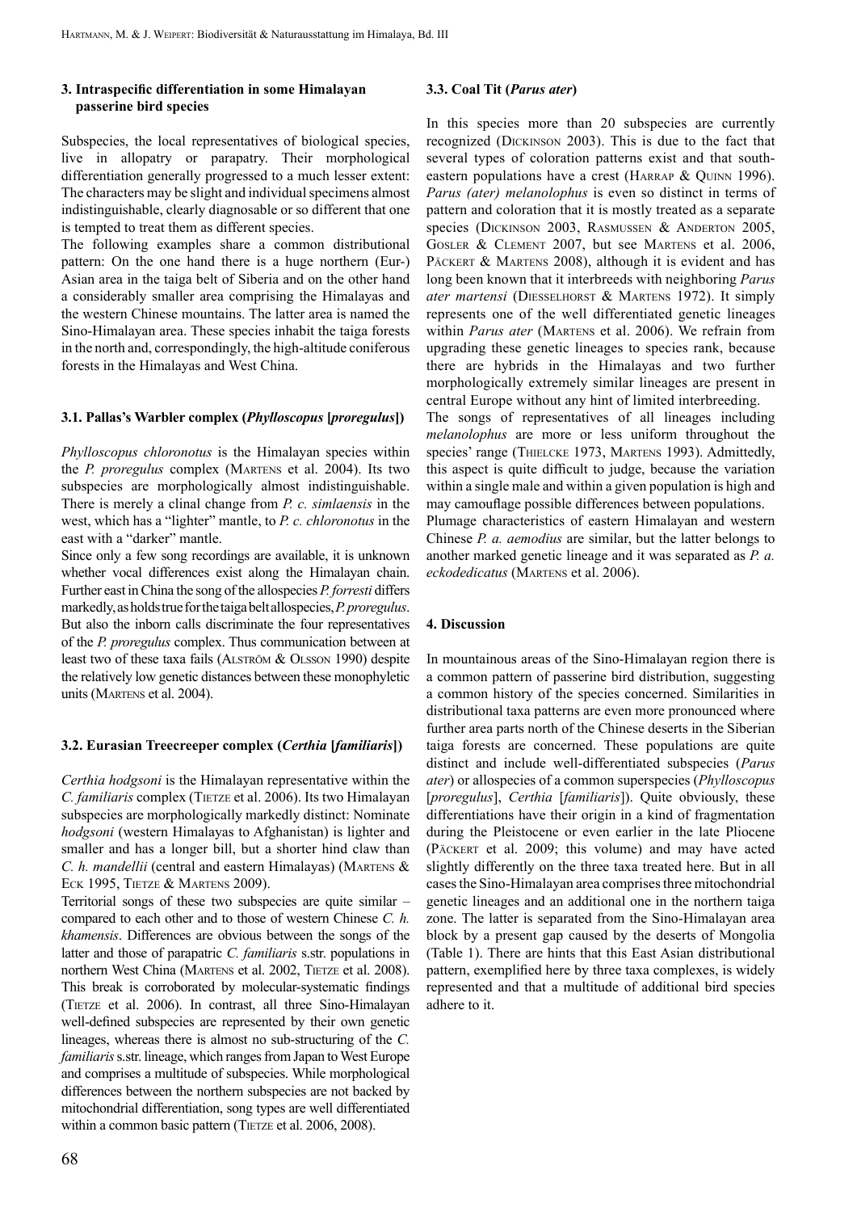### 3. Intraspecific differentiation in some Himalayan passerine bird species

Subspecies, the local representatives of biological species, live in allopatry or parapatry. Their morphological differentiation generally progressed to a much lesser extent: The characters may be slight and individual specimens almost indistinguishable, clearly diagnosable or so different that one is tempted to treat them as different species.

The following examples share a common distributional pattern: On the one hand there is a huge northern (Eur-) Asian area in the taiga belt of Siberia and on the other hand a considerably smaller area comprising the Himalayas and the western Chinese mountains. The latter area is named the Sino-Himalayan area. These species inhabit the taiga forests in the north and, correspondingly, the high-altitude coniferous forests in the Himalayas and West China.

### 3.1. Pallas's Warbler complex (*Phylloscopus* [*proregulus*])

*Phylloscopus chloronotus* is the Himalayan species within the *P. proregulus* complex (Martens et al. 2004). Its two subspecies are morphologically almost indistinguishable. There is merely a clinal change from *P. c. simlaensis* in the west, which has a "lighter" mantle, to *P. c. chloronotus* in the east with a "darker" mantle.

Since only a few song recordings are available, it is unknown whether vocal differences exist along the Himalayan chain. Further east in China the song of the allospecies *P. forresti* differs markedly, as holds true for the taiga belt allospecies, *P. proregulus*. But also the inborn calls discriminate the four representatives of the *P. proregulus* complex. Thus communication between at least two of these taxa fails (Alström & Olsson 1990) despite the relatively low genetic distances between these monophyletic units (Martens et al. 2004).

### 3.2. Eurasian Treecreeper complex (*Certhia* [*familiaris*])

*Certhia hodgsoni* is the Himalayan representative within the *C. familiaris* complex (Tietze et al. 2006). Its two Himalayan subspecies are morphologically markedly distinct: Nominate *hodgsoni* (western Himalayas to Afghanistan) is lighter and smaller and has a longer bill, but a shorter hind claw than *C. h. mandellii* (central and eastern Himalayas) (Martens & Eck 1995, Tietze & Martens 2009).

Territorial songs of these two subspecies are quite similar – compared to each other and to those of western Chinese *C. h. khamensis*. Differences are obvious between the songs of the latter and those of parapatric *C. familiaris* s.str. populations in northern West China (Martens et al. 2002, Tietze et al. 2008). This break is corroborated by molecular-systematic findings (Tietze et al. 2006). In contrast, all three Sino-Himalayan well-defined subspecies are represented by their own genetic lineages, whereas there is almost no sub-structuring of the *C. familiaris* s.str. lineage, which ranges from Japan to West Europe and comprises a multitude of subspecies. While morphological differences between the northern subspecies are not backed by mitochondrial differentiation, song types are well differentiated within a common basic pattern (Tietze et al. 2006, 2008).

### 3.3. Coal Tit (*Parus ater*)

In this species more than 20 subspecies are currently recognized (Dickinson 2003). This is due to the fact that several types of coloration patterns exist and that south-eastern populations have a crest (Harrap & Quinn 1996). *Parus (ater) melanolophus* is even so distinct in terms of pattern and coloration that it is mostly treated as a separate species (Dickinson 2003, Rasmussen & Anderton 2005, Gosler & Clement 2007, but see Martens et al. 2006, Päckert & Martens 2008), although it is evident and has long been known that it interbreeds with neighboring *Parus ater martensi* (Diesselhorst & Martens 1972). It simply represents one of the well differentiated genetic lineages within *Parus ater* (Martens et al. 2006). We refrain from upgrading these genetic lineages to species rank, because there are hybrids in the Himalayas and two further morphologically extremely similar lineages are present in central Europe without any hint of limited interbreeding.

The songs of representatives of all lineages including *melanolophus* are more or less uniform throughout the species' range (Thielcke 1973, Martens 1993). Admittedly, this aspect is quite difficult to judge, because the variation within a single male and within a given population is high and may camouflage possible differences between populations.

Plumage characteristics of eastern Himalayan and western Chinese *P. a. aemodius* are similar, but the latter belongs to another marked genetic lineage and it was separated as *P. a. eckodedicatus* (Martens et al. 2006).

### 4. Discussion

In mountainous areas of the Sino-Himalayan region there is a common pattern of passerine bird distribution, suggesting a common history of the species concerned. Similarities in distributional taxa patterns are even more pronounced where further area parts north of the Chinese deserts in the Siberian taiga forests are concerned. These populations are quite distinct and include well-differentiated subspecies (*Parus ater*) or allospecies of a common superspecies (*Phylloscopus* [*proregulus*], *Certhia* [*familiaris*]). Quite obviously, these differentiations have their origin in a kind of fragmentation during the Pleistocene or even earlier in the late Pliocene (Päckert et al. 2009; this volume) and may have acted slightly differently on the three taxa treated here. But in all cases the Sino-Himalayan area comprises three mitochondrial genetic lineages and an additional one in the northern taiga zone. The latter is separated from the Sino-Himalayan area block by a present gap caused by the deserts of Mongolia (Table 1). There are hints that this East Asian distributional pattern, exemplified here by three taxa complexes, is widely represented and that a multitude of additional bird species adhere to it.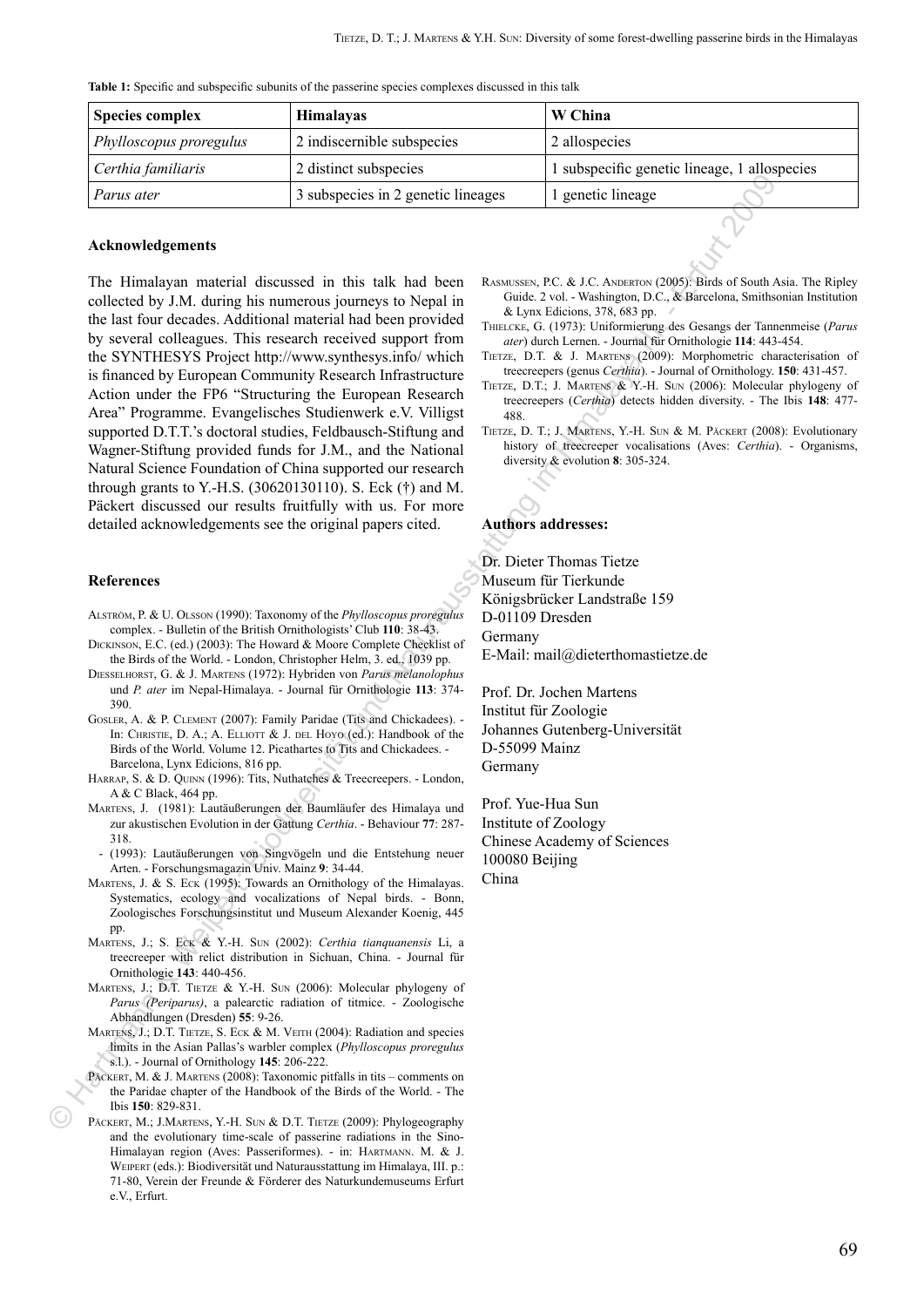**Table 1:** Specific and subspecific subunits of the passerine species complexes discussed in this talk

| Species complex | Himalayas | W China |
|---|---|---|
| *Phylloscopus proregulus* | 2 indiscernible subspecies | 2 allospecies |
| *Certhia familiaris* | 2 distinct subspecies | 1 subspecific genetic lineage, 1 allospecies |
| *Parus ater* | 3 subspecies in 2 genetic lineages | 1 genetic lineage |

#### Acknowledgements

The Himalayan material discussed in this talk had been collected by J.M. during his numerous journeys to Nepal in the last four decades. Additional material had been provided by several colleagues. This research received support from the SYNTHESYS Project http://www.synthesys.info/ which is financed by European Community Research Infrastructure Action under the FP6 "Structuring the European Research Area" Programme. Evangelisches Studienwerk e.V. Villigst supported D.T.T.'s doctoral studies, Feldbausch-Stiftung and Wagner-Stiftung provided funds for J.M., and the National Natural Science Foundation of China supported our research through grants to Y.-H.S. (30620130110). S. Eck (†) and M. Päckert discussed our results fruitfully with us. For more detailed acknowledgements see the original papers cited.

#### References

Alström, P. & U. Olsson (1990): Taxonomy of the *Phylloscopus proregulus* complex. - Bulletin of the British Ornithologists' Club **110**: 38-43.

Dickinson, E.C. (ed.) (2003): The Howard & Moore Complete Checklist of the Birds of the World. - London, Christopher Helm, 3. ed., 1039 pp.

Diesselhorst, G. & J. Martens (1972): Hybriden von *Parus melanolophus* und *P. ater* im Nepal-Himalaya. - Journal für Ornithologie **113**: 374-390.

Gosler, A. & P. Clement (2007): Family Paridae (Tits and Chickadees). - In: Christie, D. A.; A. Elliott & J. del Hoyo (ed.): Handbook of the Birds of the World. Volume 12. Picathartes to Tits and Chickadees. - Barcelona, Lynx Edicions, 816 pp.

Harrap, S. & D. Quinn (1996): Tits, Nuthatches & Treecreepers. - London, A & C Black, 464 pp.

Martens, J. (1981): Lautäußerungen der Baumläufer des Himalaya und zur akustischen Evolution in der Gattung *Certhia*. - Behaviour **77**: 287-318.

- (1993): Lautäußerungen von Singvögeln und die Entstehung neuer Arten. - Forschungsmagazin Univ. Mainz **9**: 34-44.

Martens, J. & S. Eck (1995): Towards an Ornithology of the Himalayas. Systematics, ecology and vocalizations of Nepal birds. - Bonn, Zoologisches Forschungsinstitut und Museum Alexander Koenig, 445 pp.

Martens, J.; S. Eck & Y.-H. Sun (2002): *Certhia tianquanensis* Li, a treecreeper with relict distribution in Sichuan, China. - Journal für Ornithologie **143**: 440-456.

Martens, J.; D.T. Tietze & Y.-H. Sun (2006): Molecular phylogeny of *Parus (Periparus)*, a palearctic radiation of titmice. - Zoologische Abhandlungen (Dresden) **55**: 9-26.

Martens, J.; D.T. Tietze, S. Eck & M. Veith (2004): Radiation and species limits in the Asian Pallas's warbler complex (*Phylloscopus proregulus* s.l.). - Journal of Ornithology **145**: 206-222.

Päckert, M. & J. Martens (2008): Taxonomic pitfalls in tits – comments on the Paridae chapter of the Handbook of the Birds of the World. - The Ibis **150**: 829-831.

Päckert, M.; J.Martens, Y.-H. Sun & D.T. Tietze (2009): Phylogeography and the evolutionary time-scale of passerine radiations in the Sino-Himalayan region (Aves: Passeriformes). - in: Hartmann. M. & J. Weipert (eds.): Biodiversität und Naturausstattung im Himalaya, III. p.: 71-80, Verein der Freunde & Förderer des Naturkundemuseums Erfurt e.V., Erfurt.

Rasmussen, P.C. & J.C. Anderton (2005): Birds of South Asia. The Ripley Guide. 2 vol. - Washington, D.C., & Barcelona, Smithsonian Institution & Lynx Edicions, 378, 683 pp.

Thielcke, G. (1973): Uniformierung des Gesangs der Tannenmeise (*Parus ater*) durch Lernen. - Journal für Ornithologie **114**: 443-454.

Tietze, D.T. & J. Martens (2009): Morphometric characterisation of treecreepers (genus *Certhia*). - Journal of Ornithology. **150**: 431-457.

Tietze, D.T.; J. Martens & Y.-H. Sun (2006): Molecular phylogeny of treecreepers (*Certhia*) detects hidden diversity. - The Ibis **148**: 477-488.

Tietze, D. T.; J. Martens, Y.-H. Sun & M. Päckert (2008): Evolutionary history of treecreeper vocalisations (Aves: *Certhia*). - Organisms, diversity & evolution **8**: 305-324.

#### Authors addresses:

Dr. Dieter Thomas Tietze
Museum für Tierkunde
Königsbrücker Landstraße 159
D-01109 Dresden
Germany
E-Mail: mail@dieterthomastietze.de

Prof. Dr. Jochen Martens
Institut für Zoologie
Johannes Gutenberg-Universität
D-55099 Mainz
Germany

Prof. Yue-Hua Sun
Institute of Zoology
Chinese Academy of Sciences
100080 Beijing
China